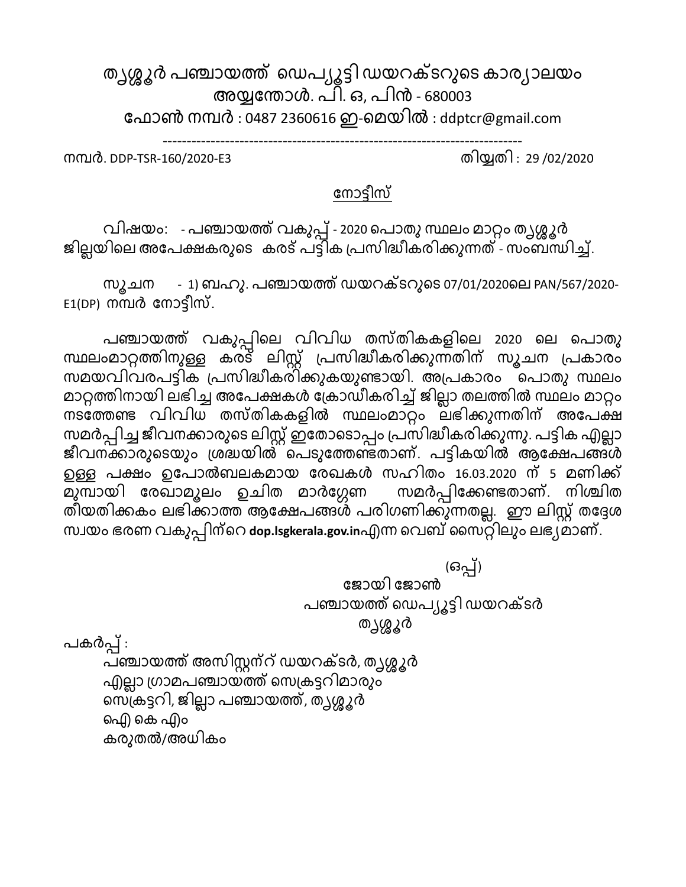# തൃശ്ശൂർ പഞ്ചായത്ത് ഡെപ്യൂട്ടി ഡയറക്ടറുടെ കാര്യാലയം

**അയ്യന്തോൾ. പി. ഒ, പിൻ - 680003**

**ഫോൺ നമ്പർ** : 0487 2360616 **ഇ-മെയിൽ** : ddptcr@gmail.com

---

നമ്പർ. DDP-TSR-160/2020-E3 തിയ്യതി : 29 /02/2020

## നോട്ടീസ്

വിഷയം: - പഞ്ചായത്ത് വകുപ്പ് - 2020 പൊതു സ്ഥലം മാറ്റം തൃശ്ശൂർ ജില്ലയിലെ അപേക്ഷകരുടെ കരട് പട്ടിക പ്രസിദ്ധീകരിക്കുന്നത് - സംബന്ധിച്ച്.

സൂചന - 1) ബഹു. പഞ്ചായത്ത് ഡയറക്ടറുടെ 07/01/2020ലെ PAN/567/2020-E1(DP) നമ്പർ നോട്ടീസ്.

പഞ്ചായത്ത് വകുപ്പിലെ വിവിധ തസ്തികകളിലെ 2020 ലെ പൊതു സ്ഥലംമാറ്റത്തിനുള്ള കരട് ലിസ്റ്റ് പ്രസിദ്ധീകരിക്കുന്നതിന് സൂചന പ്രകാരം സമയവിവരപട്ടിക പ്രസിദ്ധീകരിക്കുകയുണ്ടായി. അപ്രകാരം പൊതു സ്ഥലം മാറ്റത്തിനായി ലഭിച്ച അപേക്ഷകൾ ക്രോഡീകരിച്ച് ജില്ലാ തലത്തിൽ സ്ഥലം മാറ്റം നടത്തേണ്ട വിവിധ തസ്തികകളിൽ സ്ഥലംമാറ്റം ലഭിക്കുന്നതിന് അപേക്ഷ സമർപ്പിച്ച ജീവനക്കാരുടെ ലിസ്റ്റ് ഇതോടൊപ്പം പ്രസിദ്ധീകരിക്കുന്നു. പട്ടിക എല്ലാ ജീവനക്കാരുടെയും ശ്രദ്ധയിൽ പെടുത്തേണ്ടതാണ്. പട്ടികയിൽ ആക്ഷേപങ്ങൾ ഉള്ള പക്ഷം ഉപോൽബലകമായ രേഖകൾ സഹിതം 16.03.2020 ന് 5 മണിക്ക് മുമ്പായി രേഖാമൂലം ഉചിത മാർഗ്ഗേണ സമർപ്പിക്കേണ്ടതാണ്. നിശ്ചിത തീയതിക്കകം ലഭിക്കാത്ത ആക്ഷേപങ്ങൾ പരിഗണിക്കുന്നതല്ല. ഈ ലിസ്റ്റ് തദ്ദേശ സ്വയം ഭരണ വകുപ്പിന്റെ **dop.lsgkerala.gov.in**എന്ന വെബ് സൈറ്റിലും ലഭ്യമാണ്.

(ഒപ്പ്)

ജോയി ജോൺ

പഞ്ചായത്ത് ഡെപ്യൂട്ടി ഡയറക്ടർ

തൃശ്ശൂർ

പകർപ്പ് :

- പഞ്ചായത്ത് അസിസ്റ്റന്റ് ഡയറക്ടർ, തൃശ്ശൂർ
- എല്ലാ ഗ്രാമപഞ്ചായത്ത് സെക്രട്ടറിമാരും
- സെക്രട്ടറി, ജില്ലാ പഞ്ചായത്ത്, തൃശ്ശൂർ
- ഐ കെ എം
- കരുതൽ/അധികം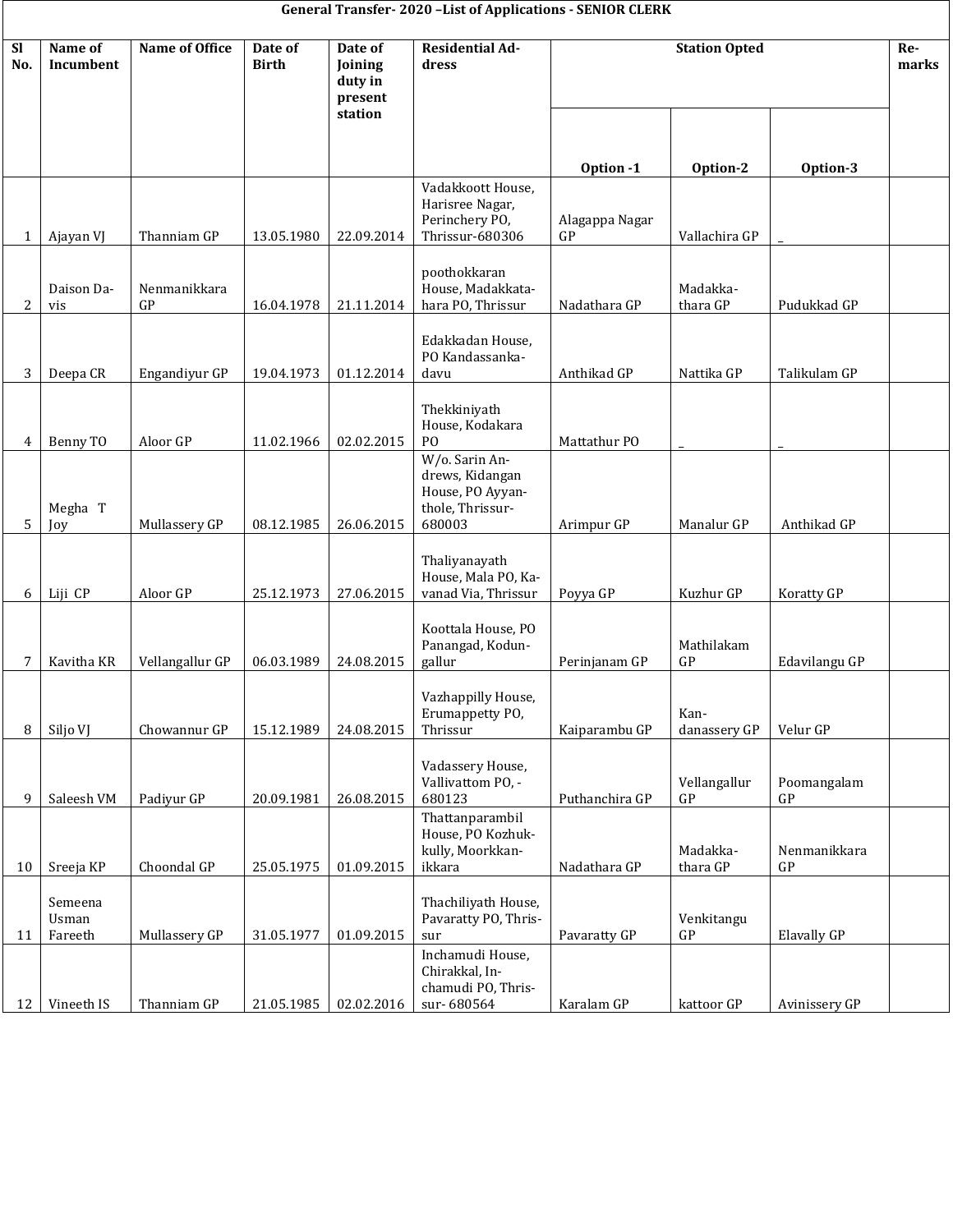**General Transfer- 2020 –List of Applications - SENIOR CLERK**

| Sl No. | Name of Incumbent | Name of Office | Date of Birth | Date of Joining duty in present station | Residential Address | Station Opted | | | Remarks |
|---|---|---|---|---|---|---|---|---|---|
| | | | | | | Option -1 | Option-2 | Option-3 | |
| 1 | Ajayan VJ | Thanniam GP | 13.05.1980 | 22.09.2014 | Vadakkoott House, Harisree Nagar, Perinchery PO, Thrissur-680306 | Alagappa Nagar GP | Vallachira GP | _ | |
| 2 | Daison Davis | Nenmanikkara GP | 16.04.1978 | 21.11.2014 | poothokkaran House, Madakkatahara PO, Thrissur | Nadathara GP | Madakkathara GP | Pudukkad GP | |
| 3 | Deepa CR | Engandiyur GP | 19.04.1973 | 01.12.2014 | Edakkadan House, PO Kandassankadavu | Anthikad GP | Nattika GP | Talikulam GP | |
| 4 | Benny TO | Aloor GP | 11.02.1966 | 02.02.2015 | Thekkiniyath House, Kodakara PO | Mattathur PO | _ | _ | |
| 5 | Megha T Joy | Mullassery GP | 08.12.1985 | 26.06.2015 | W/o. Sarin Andrews, Kidangan House, PO Ayyanthole, Thrissur-680003 | Arimpur GP | Manalur GP | Anthikad GP | |
| 6 | Liji CP | Aloor GP | 25.12.1973 | 27.06.2015 | Thaliyanayath House, Mala PO, Kavanad Via, Thrissur | Poyya GP | Kuzhur GP | Koratty GP | |
| 7 | Kavitha KR | Vellangallur GP | 06.03.1989 | 24.08.2015 | Koottala House, PO Panangad, Kodungallur | Perinjanam GP | Mathilakam GP | Edavilangu GP | |
| 8 | Siljo VJ | Chowannur GP | 15.12.1989 | 24.08.2015 | Vazhappilly House, Erumappetty PO, Thrissur | Kaiparambu GP | Kandanassery GP | Velur GP | |
| 9 | Saleesh VM | Padiyur GP | 20.09.1981 | 26.08.2015 | Vadassery House, Vallivattom PO, -680123 | Puthanchira GP | Vellangallur GP | Poomangalam GP | |
| 10 | Sreeja KP | Choondal GP | 25.05.1975 | 01.09.2015 | Thattanparambil House, PO Kozhukkully, Moorkkanikkara | Nadathara GP | Madakkathara GP | Nenmanikkara GP | |
| 11 | Semeena Usman Fareeth | Mullassery GP | 31.05.1977 | 01.09.2015 | Thachiliyath House, Pavaratty PO, Thrissur | Pavaratty GP | Venkitangu GP | Elavally GP | |
| 12 | Vineeth IS | Thanniam GP | 21.05.1985 | 02.02.2016 | Inchamudi House, Chirakkal, Inchamudi PO, Thrissur- 680564 | Karalam GP | kattoor GP | Avinissery GP | |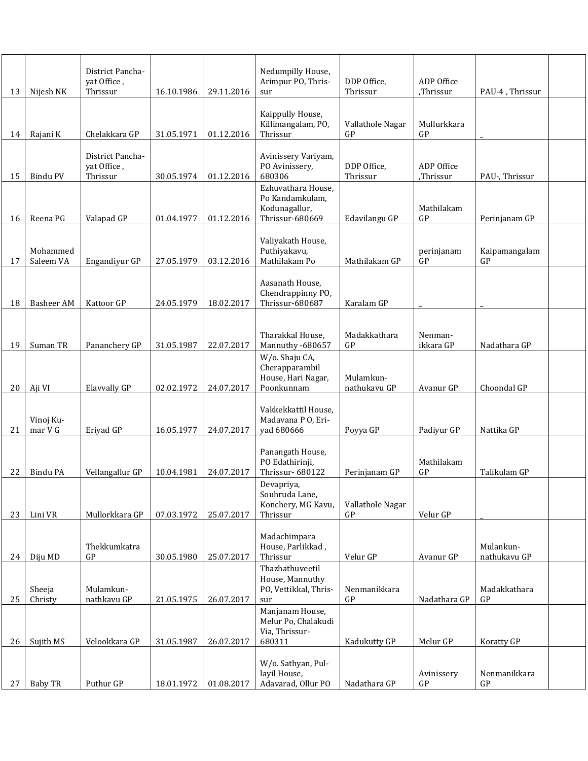| | | | | | | | | | |
|---|---|---|---|---|---|---|---|---|---|
| 13 | Nijesh NK | District Panchayat Office , Thrissur | 16.10.1986 | 29.11.2016 | Nedumpilly House, Arimpur PO, Thrissur | DDP Office, Thrissur | ADP Office ,Thrissur | PAU-4 , Thrissur | |
| 14 | Rajani K | Chelakkara GP | 31.05.1971 | 01.12.2016 | Kaippully House, Killimangalam, PO, Thrissur | Vallathole Nagar GP | Mullurkkara GP | _ | |
| 15 | Bindu PV | District Panchayat Office , Thrissur | 30.05.1974 | 01.12.2016 | Avinissery Variyam, PO Avinissery, 680306 | DDP Office, Thrissur | ADP Office ,Thrissur | PAU-, Thrissur | |
| 16 | Reena PG | Valapad GP | 01.04.1977 | 01.12.2016 | Ezhuvathara House, Po Kandamkulam, Kodunagallur, Thrissur-680669 | Edavilangu GP | Mathilakam GP | Perinjanam GP | |
| 17 | Mohammed Saleem VA | Engandiyur GP | 27.05.1979 | 03.12.2016 | Valiyakath House, Puthiyakavu, Mathilakam Po | Mathilakam GP | perinjanam GP | Kaipamangalam GP | |
| 18 | Basheer AM | Kattoor GP | 24.05.1979 | 18.02.2017 | Aasanath House, Chendrappinny PO, Thrissur-680687 | Karalam GP | _ | _ | |
| 19 | Suman TR | Pananchery GP | 31.05.1987 | 22.07.2017 | Tharakkal House, Mannuthy -680657 | Madakkathara GP | Nenmanikkara GP | Nadathara GP | |
| 20 | Aji VI | Elavvally GP | 02.02.1972 | 24.07.2017 | W/o. Shaju CA, Cherapparambil House, Hari Nagar, Poonkunnam | Mulamkunnathukavu GP | Avanur GP | Choondal GP | |
| 21 | Vinoj Kumar V G | Eriyad GP | 16.05.1977 | 24.07.2017 | Vakkekkattil House, Madavana P O, Eriyad 680666 | Poyya GP | Padiyur GP | Nattika GP | |
| 22 | Bindu PA | Vellangallur GP | 10.04.1981 | 24.07.2017 | Panangath House, PO Edathirinji, Thrissur- 680122 | Perinjanam GP | Mathilakam GP | Talikulam GP | |
| 23 | Lini VR | Mullorkkara GP | 07.03.1972 | 25.07.2017 | Devapriya, Souhruda Lane, Konchery, MG Kavu, Thrissur | Vallathole Nagar GP | Velur GP | _ | |
| 24 | Diju MD | Thekkumkatra GP | 30.05.1980 | 25.07.2017 | Madachimpara House, Parlikkad , Thrissur | Velur GP | Avanur GP | Mulankunnathukavu GP | |
| 25 | Sheeja Christy | Mulamkunnathkavu GP | 21.05.1975 | 26.07.2017 | Thazhathuveetil House, Mannuthy PO, Vettikkal, Thrissur | Nenmanikkara GP | Nadathara GP | Madakkathara GP | |
| 26 | Sujith MS | Velookkara GP | 31.05.1987 | 26.07.2017 | Manjanam House, Melur Po, Chalakudi Via, Thrissur-680311 | Kadukutty GP | Melur GP | Koratty GP | |
| 27 | Baby TR | Puthur GP | 18.01.1972 | 01.08.2017 | W/o. Sathyan, Pullayil House, Adavarad, Ollur PO | Nadathara GP | Avinissery GP | Nenmanikkara GP | |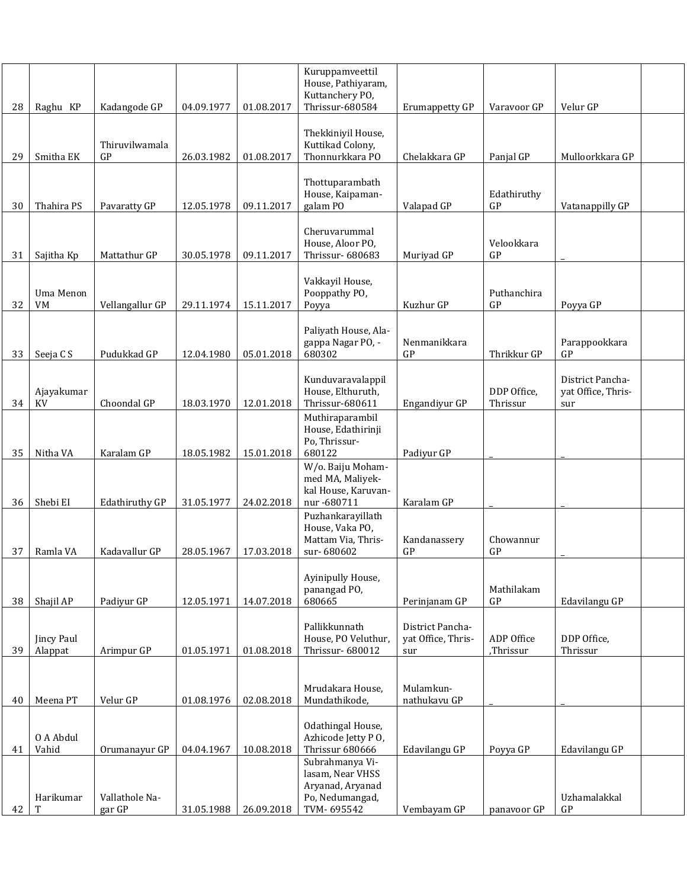| | | | | | | | | | |
|---|---|---|---|---|---|---|---|---|---|
| 28 | Raghu KP | Kadangode GP | 04.09.1977 | 01.08.2017 | Kuruppamveettil House, Pathiyaram, Kuttanchery PO, Thrissur-680584 | Erumappetty GP | Varavoor GP | Velur GP | |
| 29 | Smitha EK | Thiruvilwamala GP | 26.03.1982 | 01.08.2017 | Thekkiniyil House, Kuttikad Colony, Thonnurkkara PO | Chelakkara GP | Panjal GP | Mulloorkkara GP | |
| 30 | Thahira PS | Pavaratty GP | 12.05.1978 | 09.11.2017 | Thottuparambath House, Kaipaman-galam PO | Valapad GP | Edathiruthy GP | Vatanappilly GP | |
| 31 | Sajitha Kp | Mattathur GP | 30.05.1978 | 09.11.2017 | Cheruvarummal House, Aloor PO, Thrissur- 680683 | Muriyad GP | Velookkara GP | _ | |
| 32 | Uma Menon VM | Vellangallur GP | 29.11.1974 | 15.11.2017 | Vakkayil House, Pooppathy PO, Poyya | Kuzhur GP | Puthanchira GP | Poyya GP | |
| 33 | Seeja C S | Pudukkad GP | 12.04.1980 | 05.01.2018 | Paliyath House, Ala-gappa Nagar PO, -680302 | Nenmanikkara GP | Thrikkur GP | Parappookkara GP | |
| 34 | Ajayakumar KV | Choondal GP | 18.03.1970 | 12.01.2018 | Kunduvaravalappil House, Elthuruth, Thrissur-680611 | Engandiyur GP | DDP Office, Thrissur | District Pancha-yat Office, Thris-sur | |
| 35 | Nitha VA | Karalam GP | 18.05.1982 | 15.01.2018 | Muthiraparambil House, Edathirinji Po, Thrissur-680122 | Padiyur GP | _ | _ | |
| 36 | Shebi EI | Edathiruthy GP | 31.05.1977 | 24.02.2018 | W/o. Baiju Moham-med MA, Maliyek-kal House, Karuvan-nur -680711 | Karalam GP | _ | _ | |
| 37 | Ramla VA | Kadavallur GP | 28.05.1967 | 17.03.2018 | Puzhankarayillath House, Vaka PO, Mattam Via, Thris-sur- 680602 | Kandanassery GP | Chowannur GP | _ | |
| 38 | Shajil AP | Padiyur GP | 12.05.1971 | 14.07.2018 | Ayinipully House, panangad PO, 680665 | Perinjanam GP | Mathilakam GP | Edavilangu GP | |
| 39 | Jincy Paul Alappat | Arimpur GP | 01.05.1971 | 01.08.2018 | Pallikkunnath House, PO Veluthur, Thrissur- 680012 | District Pancha-yat Office, Thris-sur | ADP Office ,Thrissur | DDP Office, Thrissur | |
| 40 | Meena PT | Velur GP | 01.08.1976 | 02.08.2018 | Mrudakara House, Mundathikode, | Mulamkun-nathukavu GP | _ | _ | |
| 41 | O A Abdul Vahid | Orumanayur GP | 04.04.1967 | 10.08.2018 | Odathingal House, Azhicode Jetty P O, Thrissur 680666 | Edavilangu GP | Poyya GP | Edavilangu GP | |
| 42 | Harikumar T | Vallathole Na-gar GP | 31.05.1988 | 26.09.2018 | Subrahmanya Vi-lasam, Near VHSS Aryanad, Aryanad Po, Nedumangad, TVM- 695542 | Vembayam GP | panavoor GP | Uzhamalakkal GP | |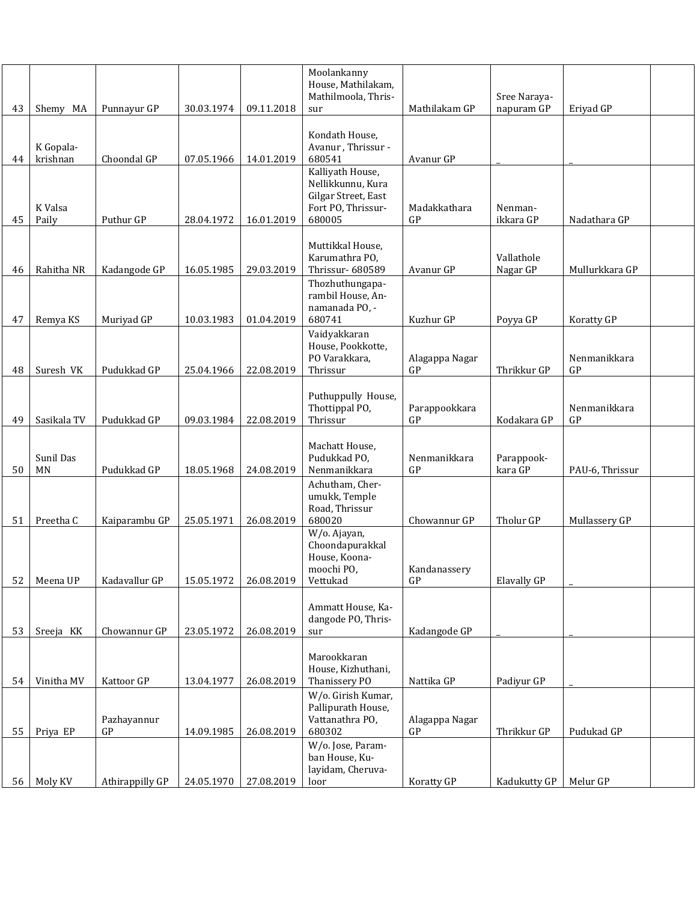| 43 | Shemy MA | Punnayur GP | 30.03.1974 | 09.11.2018 | Moolankanny House, Mathilakam, Mathilmoola, Thrissur | Mathilakam GP | Sree Narayanapuram GP | Eriyad GP | |
|---|---|---|---|---|---|---|---|---|---|
| 44 | K Gopalakrishnan | Choondal GP | 07.05.1966 | 14.01.2019 | Kondath House, Avanur , Thrissur - 680541 | Avanur GP | _ | _ | |
| 45 | K Valsa Paily | Puthur GP | 28.04.1972 | 16.01.2019 | Kalliyath House, Nellikkunnu, Kura Gilgar Street, East Fort PO, Thrissur-680005 | Madakkathara GP | Nenmanikkara GP | Nadathara GP | |
| 46 | Rahitha NR | Kadangode GP | 16.05.1985 | 29.03.2019 | Muttikkal House, Karumathra PO, Thrissur- 680589 | Avanur GP | Vallathole Nagar GP | Mullurkkara GP | |
| 47 | Remya KS | Muriyad GP | 10.03.1983 | 01.04.2019 | Thozhuthungaparambil House, Annamanada PO, -680741 | Kuzhur GP | Poyya GP | Koratty GP | |
| 48 | Suresh VK | Pudukkad GP | 25.04.1966 | 22.08.2019 | Vaidyakkaran House, Pookkotte, PO Varakkara, Thrissur | Alagappa Nagar GP | Thrikkur GP | Nenmanikkara GP | |
| 49 | Sasikala TV | Pudukkad GP | 09.03.1984 | 22.08.2019 | Puthuppully House, Thottippal PO, Thrissur | Parappookkara GP | Kodakara GP | Nenmanikkara GP | |
| 50 | Sunil Das MN | Pudukkad GP | 18.05.1968 | 24.08.2019 | Machatt House, Pudukkad PO, Nenmanikkara | Nenmanikkara GP | Parappookkara GP | PAU-6, Thrissur | |
| 51 | Preetha C | Kaiparambu GP | 25.05.1971 | 26.08.2019 | Achutham, Cherumukk, Temple Road, Thrissur 680020 | Chowannur GP | Tholur GP | Mullassery GP | |
| 52 | Meena UP | Kadavallur GP | 15.05.1972 | 26.08.2019 | W/o. Ajayan, Choondapurakkal House, Koonamoochi PO, Vettukad | Kandanassery GP | Elavally GP | _ | |
| 53 | Sreeja KK | Chowannur GP | 23.05.1972 | 26.08.2019 | Ammatt House, Kadangode PO, Thrissur | Kadangode GP | _ | _ | |
| 54 | Vinitha MV | Kattoor GP | 13.04.1977 | 26.08.2019 | Marookkaran House, Kizhuthani, Thanissery PO | Nattika GP | Padiyur GP | _ | |
| 55 | Priya EP | Pazhayannur GP | 14.09.1985 | 26.08.2019 | W/o. Girish Kumar, Pallipurath House, Vattanathra PO, 680302 | Alagappa Nagar GP | Thrikkur GP | Pudukad GP | |
| 56 | Moly KV | Athirappilly GP | 24.05.1970 | 27.08.2019 | W/o. Jose, Paramban House, Kulayidam, Cheruvaloor | Koratty GP | Kadukutty GP | Melur GP | |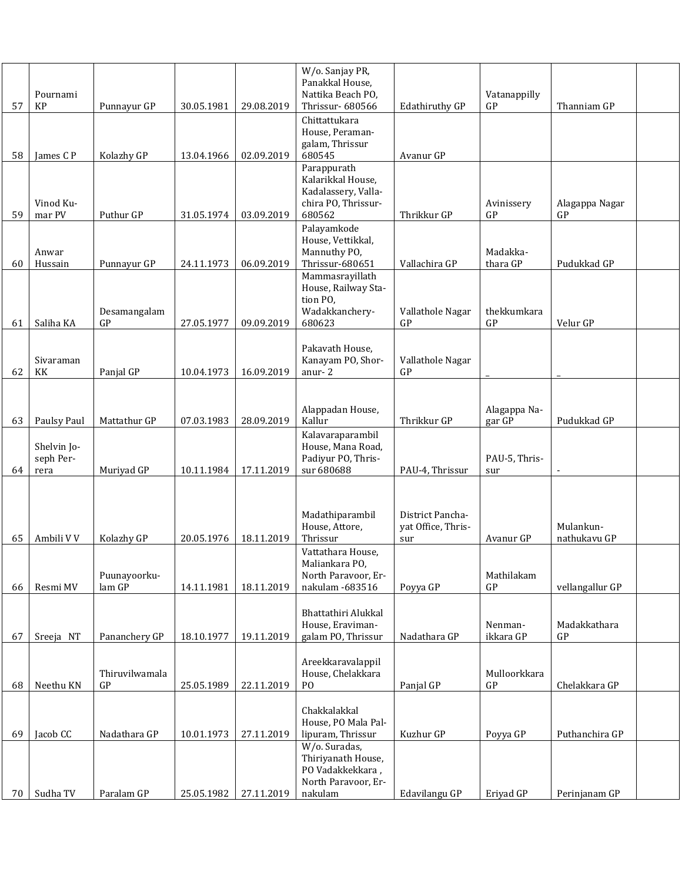| 57 | Pournami KP | Punnayur GP | 30.05.1981 | 29.08.2019 | W/o. Sanjay PR, Panakkal House, Nattika Beach PO, Thrissur- 680566 | Edathiruthy GP | Vatanappilly GP | Thanniam GP | |
|---|---|---|---|---|---|---|---|---|---|
| 58 | James C P | Kolazhy GP | 13.04.1966 | 02.09.2019 | Chittattukara House, Peramangalam, Thrissur 680545 | Avanur GP | | | |
| 59 | Vinod Kumar PV | Puthur GP | 31.05.1974 | 03.09.2019 | Parappurath Kalarikkal House, Kadalassery, Vallachira PO, Thrissur- 680562 | Thrikkur GP | Avinissery GP | Alagappa Nagar GP | |
| 60 | Anwar Hussain | Punnayur GP | 24.11.1973 | 06.09.2019 | Palayamkode House, Vettikkal, Mannuthy PO, Thrissur-680651 | Vallachira GP | Madakkathara GP | Pudukkad GP | |
| 61 | Saliha KA | Desamangalam GP | 27.05.1977 | 09.09.2019 | Mammasrayillath House, Railway Station PO, Wadakkanchery- 680623 | Vallathole Nagar GP | thekkumkara GP | Velur GP | |
| 62 | Sivaraman KK | Panjal GP | 10.04.1973 | 16.09.2019 | Pakavath House, Kanayam PO, Shoranur- 2 | Vallathole Nagar GP | _ | _ | |
| 63 | Paulsy Paul | Mattathur GP | 07.03.1983 | 28.09.2019 | Alappadan House, Kallur | Thrikkur GP | Alagappa Nagar GP | Pudukkad GP | |
| 64 | Shelvin Joseph Perrera | Muriyad GP | 10.11.1984 | 17.11.2019 | Kalavaraparambil House, Mana Road, Padiyur PO, Thrissur 680688 | PAU-4, Thrissur | PAU-5, Thrissur | - | |
| 65 | Ambili V V | Kolazhy GP | 20.05.1976 | 18.11.2019 | Madathiparambil House, Attore, Thrissur | District Panchayat Office, Thrissur | Avanur GP | Mulankunnathukavu GP | |
| 66 | Resmi MV | Puunayoorkulam GP | 14.11.1981 | 18.11.2019 | Vattathara House, Maliankara PO, North Paravoor, Ernakulam -683516 | Poyya GP | Mathilakam GP | vellangallur GP | |
| 67 | Sreeja NT | Pananchery GP | 18.10.1977 | 19.11.2019 | Bhattathiri Alukkal House, Eravimangalam PO, Thrissur | Nadathara GP | Nenmanikkara GP | Madakkathara GP | |
| 68 | Neethu KN | Thiruvilwamala GP | 25.05.1989 | 22.11.2019 | Areekkaravalappil House, Chelakkara PO | Panjal GP | Mulloorkkara GP | Chelakkara GP | |
| 69 | Jacob CC | Nadathara GP | 10.01.1973 | 27.11.2019 | Chakkalakkal House, PO Mala Pallipuram, Thrissur | Kuzhur GP | Poyya GP | Puthanchira GP | |
| 70 | Sudha TV | Paralam GP | 25.05.1982 | 27.11.2019 | W/o. Suradas, Thiriyanath House, PO Vadakkekkara , North Paravoor, Ernakulam | Edavilangu GP | Eriyad GP | Perinjanam GP | |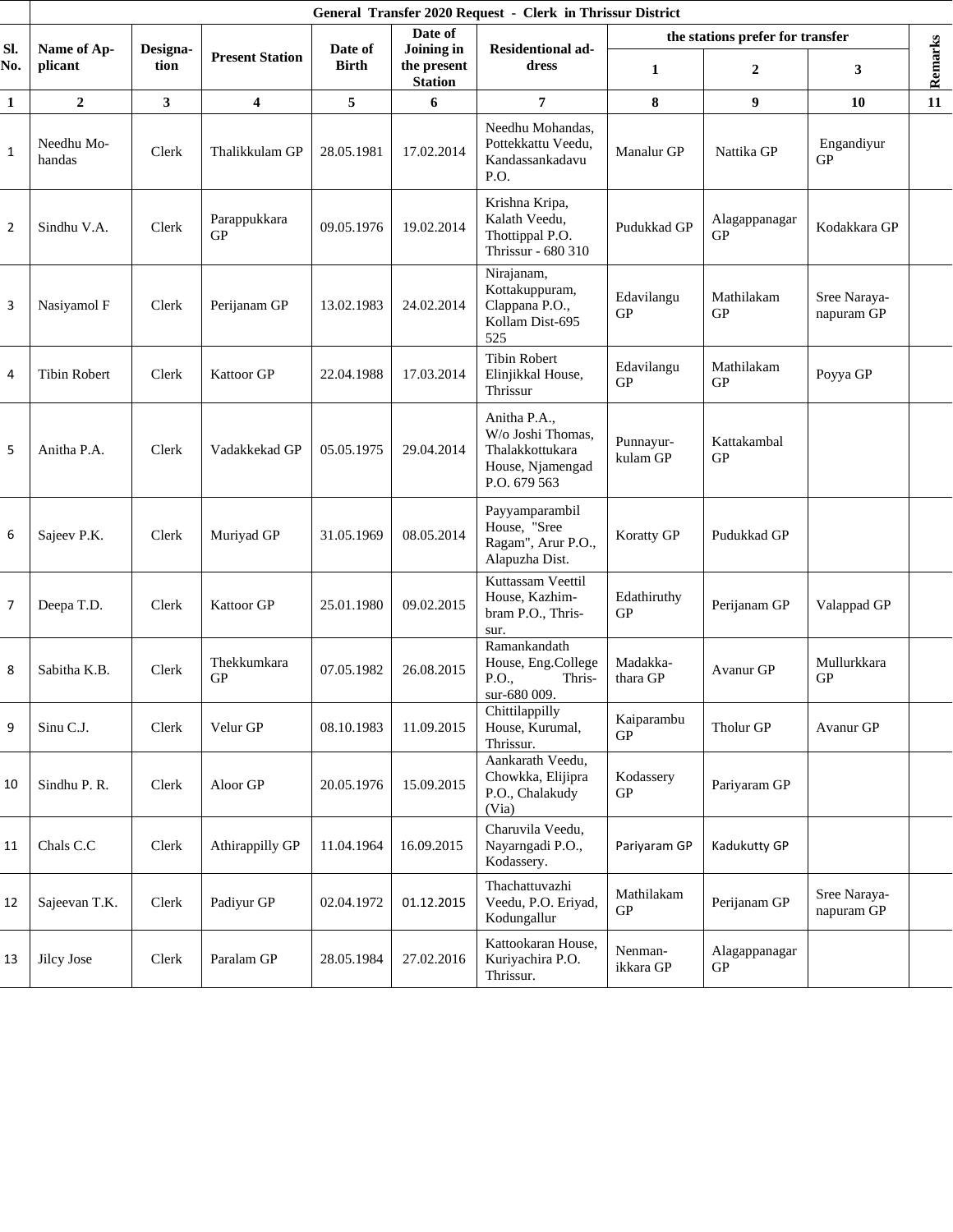| | General Transfer 2020 Request - Clerk in Thrissur District | | | | | | | | | |
|---|---|---|---|---|---|---|---|---|---|---|
| Sl. No. | Name of Applicant | Designation | Present Station | Date of Birth | Date of Joining in the present Station | Residentional address | the stations prefer for transfer | | | Remarks |
| | | | | | | | 1 | 2 | 3 | |
| 1 | 2 | 3 | 4 | 5 | 6 | 7 | 8 | 9 | 10 | 11 |
| 1 | Needhu Mohandas | Clerk | Thalikkulam GP | 28.05.1981 | 17.02.2014 | Needhu Mohandas, Pottekkattu Veedu, Kandassankadavu P.O. | Manalur GP | Nattika GP | Engandiyur GP | |
| 2 | Sindhu V.A. | Clerk | Parappukkara GP | 09.05.1976 | 19.02.2014 | Krishna Kripa, Kalath Veedu, Thottippal P.O. Thrissur - 680 310 | Pudukkad GP | Alagappanagar GP | Kodakkara GP | |
| 3 | Nasiyamol F | Clerk | Perijanam GP | 13.02.1983 | 24.02.2014 | Nirajanam, Kottakuppuram, Clappana P.O., Kollam Dist-695 525 | Edavilangu GP | Mathilakam GP | Sree Narayanapuram GP | |
| 4 | Tibin Robert | Clerk | Kattoor GP | 22.04.1988 | 17.03.2014 | Tibin Robert Elinjikkal House, Thrissur | Edavilangu GP | Mathilakam GP | Poyya GP | |
| 5 | Anitha P.A. | Clerk | Vadakkekad GP | 05.05.1975 | 29.04.2014 | Anitha P.A., W/o Joshi Thomas, Thalakkottukara House, Njamengad P.O. 679 563 | Punnayurkulam GP | Kattakambal GP | | |
| 6 | Sajeev P.K. | Clerk | Muriyad GP | 31.05.1969 | 08.05.2014 | Payyamparambil House, "Sree Ragam", Arur P.O., Alapuzha Dist. | Koratty GP | Pudukkad GP | | |
| 7 | Deepa T.D. | Clerk | Kattoor GP | 25.01.1980 | 09.02.2015 | Kuttassam Veettil House, Kazhimbram P.O., Thrissur. | Edathiruthy GP | Perijanam GP | Valappad GP | |
| 8 | Sabitha K.B. | Clerk | Thekkumkara GP | 07.05.1982 | 26.08.2015 | Ramankandath House, Eng.College P.O., Thrissur-680 009. | Madakkathara GP | Avanur GP | Mullurkkara GP | |
| 9 | Sinu C.J. | Clerk | Velur GP | 08.10.1983 | 11.09.2015 | Chittilappilly House, Kurumal, Thrissur. | Kaiparambu GP | Tholur GP | Avanur GP | |
| 10 | Sindhu P. R. | Clerk | Aloor GP | 20.05.1976 | 15.09.2015 | Aankarath Veedu, Chowkka, Elijipra P.O., Chalakudy (Via) | Kodassery GP | Pariyaram GP | | |
| 11 | Chals C.C | Clerk | Athirappilly GP | 11.04.1964 | 16.09.2015 | Charuvila Veedu, Nayarngadi P.O., Kodassery. | Pariyaram GP | Kadukutty GP | | |
| 12 | Sajeevan T.K. | Clerk | Padiyur GP | 02.04.1972 | 01.12.2015 | Thachattuvazhi Veedu, P.O. Eriyad, Kodungallur | Mathilakam GP | Perijanam GP | Sree Narayanapuram GP | |
| 13 | Jilcy Jose | Clerk | Paralam GP | 28.05.1984 | 27.02.2016 | Kattookaran House, Kuriyachira P.O. Thrissur. | Nenmanikkara GP | Alagappanagar GP | | |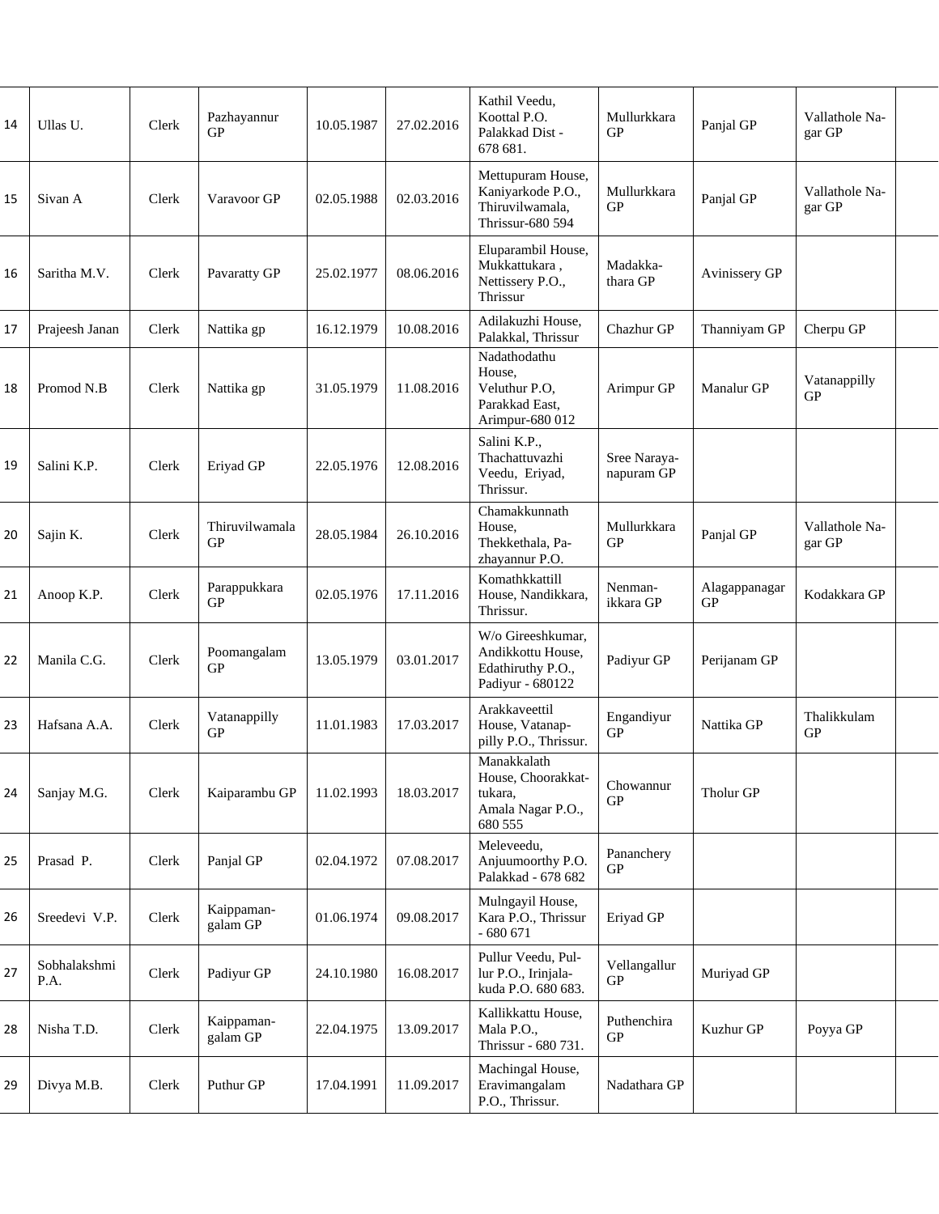| | | | | | | | | | | |
|---|---|---|---|---|---|---|---|---|---|---|
| 14 | Ullas U. | Clerk | Pazhayannur GP | 10.05.1987 | 27.02.2016 | Kathil Veedu, Koottal P.O. Palakkad Dist - 678 681. | Mullurkkara GP | Panjal GP | Vallathole Nagar GP | |
| 15 | Sivan A | Clerk | Varavoor GP | 02.05.1988 | 02.03.2016 | Mettupuram House, Kaniyarkode P.O., Thiruvilwamala, Thrissur-680 594 | Mullurkkara GP | Panjal GP | Vallathole Nagar GP | |
| 16 | Saritha M.V. | Clerk | Pavaratty GP | 25.02.1977 | 08.06.2016 | Eluparambil House, Mukkattukara , Nettissery P.O., Thrissur | Madakkathara GP | Avinissery GP | | |
| 17 | Prajeesh Janan | Clerk | Nattika gp | 16.12.1979 | 10.08.2016 | Adilakuzhi House, Palakkal, Thrissur | Chazhur GP | Thanniyam GP | Cherpu GP | |
| 18 | Promod N.B | Clerk | Nattika gp | 31.05.1979 | 11.08.2016 | Nadathodathu House, Veluthur P.O, Parakkad East, Arimpur-680 012 | Arimpur GP | Manalur GP | Vatanappilly GP | |
| 19 | Salini K.P. | Clerk | Eriyad GP | 22.05.1976 | 12.08.2016 | Salini K.P., Thachattuvazhi Veedu, Eriyad, Thrissur. | Sree Narayanapuram GP | | | |
| 20 | Sajin K. | Clerk | Thiruvilwamala GP | 28.05.1984 | 26.10.2016 | Chamakkunnath House, Thekkethala, Pazhayannur P.O. | Mullurkkara GP | Panjal GP | Vallathole Nagar GP | |
| 21 | Anoop K.P. | Clerk | Parappukkara GP | 02.05.1976 | 17.11.2016 | Komathkkattill House, Nandikkara, Thrissur. | Nenmanikkara GP | Alagappanagar GP | Kodakkara GP | |
| 22 | Manila C.G. | Clerk | Poomangalam GP | 13.05.1979 | 03.01.2017 | W/o Gireeshkumar, Andikkottu House, Edathiruthy P.O., Padiyur - 680122 | Padiyur GP | Perijanam GP | | |
| 23 | Hafsana A.A. | Clerk | Vatanappilly GP | 11.01.1983 | 17.03.2017 | Arakkaveettil House, Vatanappilly P.O., Thrissur. | Engandiyur GP | Nattika GP | Thalikkulam GP | |
| 24 | Sanjay M.G. | Clerk | Kaiparambu GP | 11.02.1993 | 18.03.2017 | Manakkalath House, Choorakkattukara, Amala Nagar P.O., 680 555 | Chowannur GP | Tholur GP | | |
| 25 | Prasad P. | Clerk | Panjal GP | 02.04.1972 | 07.08.2017 | Meleveedu, Anjuumoorthy P.O. Palakkad - 678 682 | Pananchery GP | | | |
| 26 | Sreedevi V.P. | Clerk | Kaippamangalam GP | 01.06.1974 | 09.08.2017 | Mulngayil House, Kara P.O., Thrissur - 680 671 | Eriyad GP | | | |
| 27 | Sobhalakshmi P.A. | Clerk | Padiyur GP | 24.10.1980 | 16.08.2017 | Pullur Veedu, Pullur P.O., Irinjalakuda P.O. 680 683. | Vellangallur GP | Muriyad GP | | |
| 28 | Nisha T.D. | Clerk | Kaippamangalam GP | 22.04.1975 | 13.09.2017 | Kallikkattu House, Mala P.O., Thrissur - 680 731. | Puthenchira GP | Kuzhur GP | Poyya GP | |
| 29 | Divya M.B. | Clerk | Puthur GP | 17.04.1991 | 11.09.2017 | Machingal House, Eravimangalam P.O., Thrissur. | Nadathara GP | | | |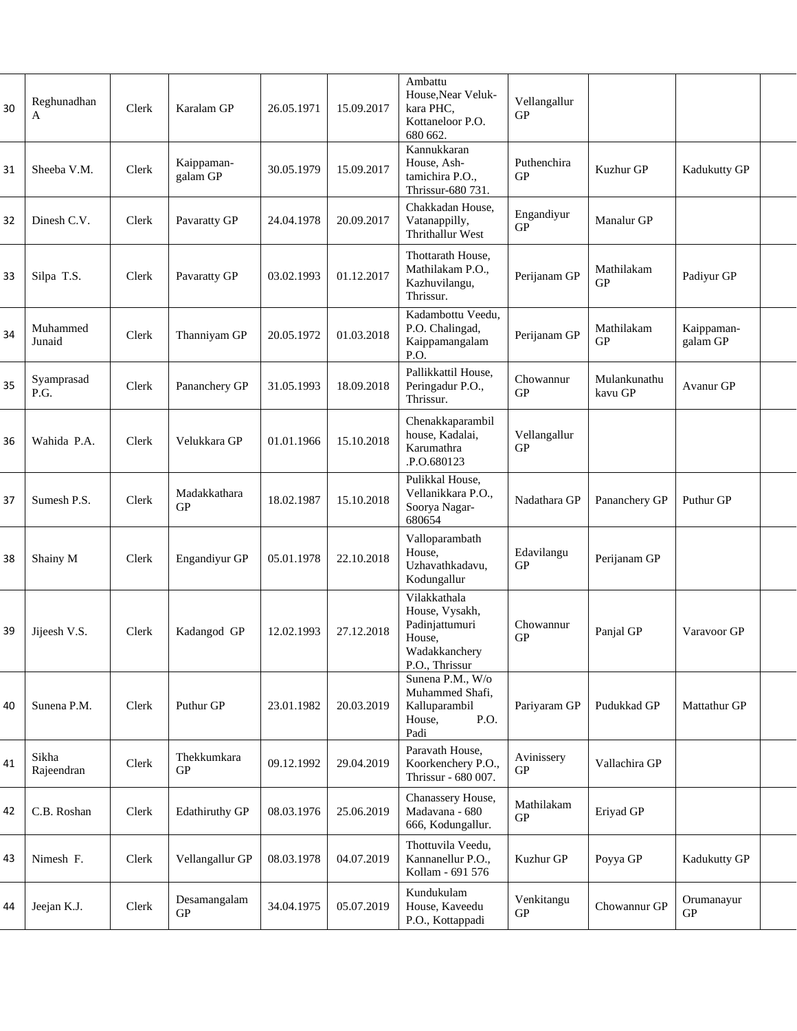| | | | | | | | | | | |
|---|---|---|---|---|---|---|---|---|---|---|
| 30 | Reghunadhan A | Clerk | Karalam GP | 26.05.1971 | 15.09.2017 | Ambattu House,Near Veluk-kara PHC, Kottaneloor P.O. 680 662. | Vellangallur GP | | | |
| 31 | Sheeba V.M. | Clerk | Kaippaman-galam GP | 30.05.1979 | 15.09.2017 | Kannukkaran House, Ash-tamichira P.O., Thrissur-680 731. | Puthenchira GP | Kuzhur GP | Kadukutty GP | |
| 32 | Dinesh C.V. | Clerk | Pavaratty GP | 24.04.1978 | 20.09.2017 | Chakkadan House, Vatanappilly, Thrithallur West | Engandiyur GP | Manalur GP | | |
| 33 | Silpa T.S. | Clerk | Pavaratty GP | 03.02.1993 | 01.12.2017 | Thottarath House, Mathilakam P.O., Kazhuvilangu, Thrissur. | Perijanam GP | Mathilakam GP | Padiyur GP | |
| 34 | Muhammed Junaid | Clerk | Thanniyam GP | 20.05.1972 | 01.03.2018 | Kadambottu Veedu, P.O. Chalingad, Kaippamangalam P.O. | Perijanam GP | Mathilakam GP | Kaippaman-galam GP | |
| 35 | Syamprasad P.G. | Clerk | Pananchery GP | 31.05.1993 | 18.09.2018 | Pallikkattil House, Peringadur P.O., Thrissur. | Chowannur GP | Mulankunathu kavu GP | Avanur GP | |
| 36 | Wahida P.A. | Clerk | Velukkara GP | 01.01.1966 | 15.10.2018 | Chenakkaparambil house, Kadalai, Karumathra .P.O.680123 | Vellangallur GP | | | |
| 37 | Sumesh P.S. | Clerk | Madakkathara GP | 18.02.1987 | 15.10.2018 | Pulikkal House, Vellanikkara P.O., Soorya Nagar-680654 | Nadathara GP | Pananchery GP | Puthur GP | |
| 38 | Shainy M | Clerk | Engandiyur GP | 05.01.1978 | 22.10.2018 | Valloparambath House, Uzhavathkadavu, Kodungallur | Edavilangu GP | Perijanam GP | | |
| 39 | Jijeesh V.S. | Clerk | Kadangod GP | 12.02.1993 | 27.12.2018 | Vilakkathala House, Vysakh, Padinjattumuri House, Wadakkanchery P.O., Thrissur | Chowannur GP | Panjal GP | Varavoor GP | |
| 40 | Sunena P.M. | Clerk | Puthur GP | 23.01.1982 | 20.03.2019 | Sunena P.M., W/o Muhammed Shafi, Kalluparambil House, P.O. Padi | Pariyaram GP | Pudukkad GP | Mattathur GP | |
| 41 | Sikha Rajeendran | Clerk | Thekkumkara GP | 09.12.1992 | 29.04.2019 | Paravath House, Koorkenchery P.O., Thrissur - 680 007. | Avinissery GP | Vallachira GP | | |
| 42 | C.B. Roshan | Clerk | Edathiruthy GP | 08.03.1976 | 25.06.2019 | Chanassery House, Madavana - 680 666, Kodungallur. | Mathilakam GP | Eriyad GP | | |
| 43 | Nimesh F. | Clerk | Vellangallur GP | 08.03.1978 | 04.07.2019 | Thottuvila Veedu, Kannanellur P.O., Kollam - 691 576 | Kuzhur GP | Poyya GP | Kadukutty GP | |
| 44 | Jeejan K.J. | Clerk | Desamangalam GP | 34.04.1975 | 05.07.2019 | Kundukulam House, Kaveedu P.O., Kottappadi | Venkitangu GP | Chowannur GP | Orumanayur GP | |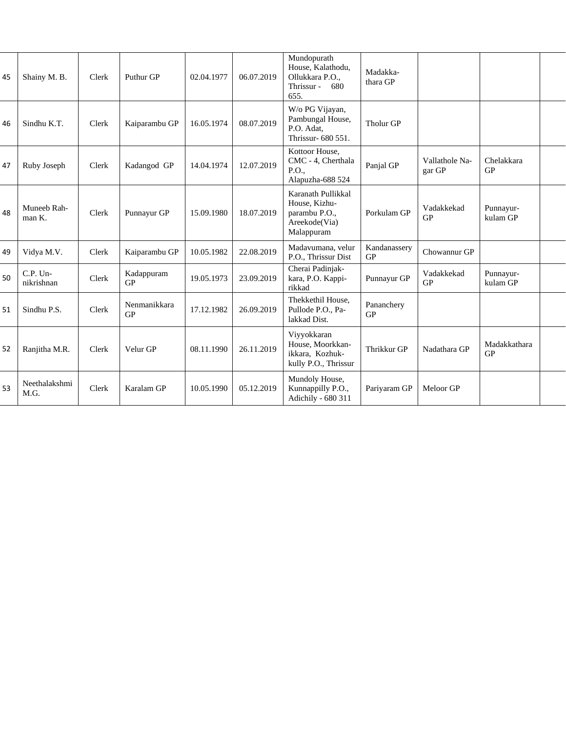| 45 | Shainy M. B. | Clerk | Puthur GP | 02.04.1977 | 06.07.2019 | Mundopurath House, Kalathodu, Ollukkara P.O., Thrissur - 680 655. | Madakkathara GP | | | |
|---|---|---|---|---|---|---|---|---|---|---|
| 46 | Sindhu K.T. | Clerk | Kaiparambu GP | 16.05.1974 | 08.07.2019 | W/o PG Vijayan, Pambungal House, P.O. Adat, Thrissur- 680 551. | Tholur GP | | | |
| 47 | Ruby Joseph | Clerk | Kadangod GP | 14.04.1974 | 12.07.2019 | Kottoor House, CMC - 4, Cherthala P.O., Alapuzha-688 524 | Panjal GP | Vallathole Nagar GP | Chelakkara GP | |
| 48 | Muneeb Rahman K. | Clerk | Punnayur GP | 15.09.1980 | 18.07.2019 | Karanath Pullikkal House, Kizhuparambu P.O., Areekode(Via) Malappuram | Porkulam GP | Vadakkekad GP | Punnayurkulam GP | |
| 49 | Vidya M.V. | Clerk | Kaiparambu GP | 10.05.1982 | 22.08.2019 | Madavumana, velur P.O., Thrissur Dist | Kandanassery GP | Chowannur GP | | |
| 50 | C.P. Unnikrishnan | Clerk | Kadappuram GP | 19.05.1973 | 23.09.2019 | Cherai Padinjakkara, P.O. Kappirikkad | Punnayur GP | Vadakkekad GP | Punnayurkulam GP | |
| 51 | Sindhu P.S. | Clerk | Nenmanikkara GP | 17.12.1982 | 26.09.2019 | Thekkethil House, Pullode P.O., Palakkad Dist. | Pananchery GP | | | |
| 52 | Ranjitha M.R. | Clerk | Velur GP | 08.11.1990 | 26.11.2019 | Viyyokkaran House, Moorkkanikkara, Kozhukkully P.O., Thrissur | Thrikkur GP | Nadathara GP | Madakkathara GP | |
| 53 | Neethalakshmi M.G. | Clerk | Karalam GP | 10.05.1990 | 05.12.2019 | Mundoly House, Kunnappilly P.O., Adichily - 680 311 | Pariyaram GP | Meloor GP | | |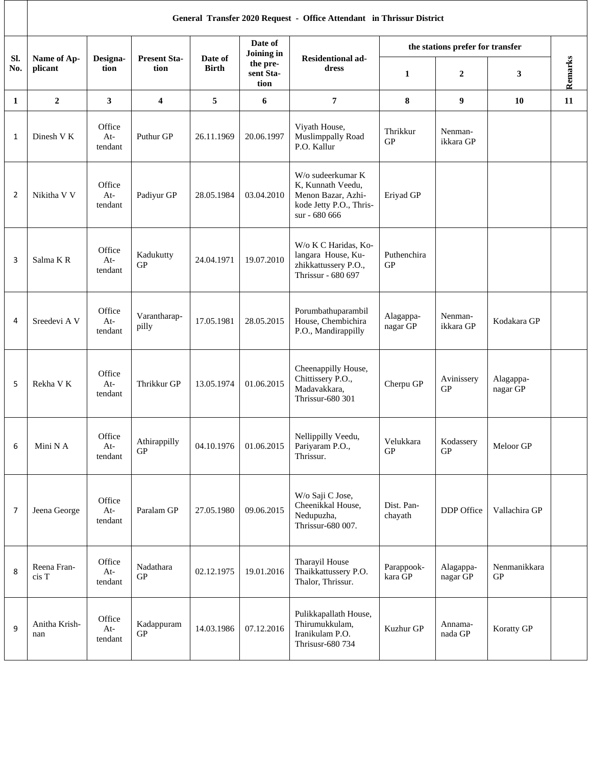| Sl. No. | Name of Applicant | Designation | Present Station | Date of Birth | Date of Joining in the present Station | Residentional address | the stations prefer for transfer | | | Remarks |
|---|---|---|---|---|---|---|---|---|---|---|
| | | | | | | | 1 | 2 | 3 | |
| 1 | 2 | 3 | 4 | 5 | 6 | 7 | 8 | 9 | 10 | 11 |
| 1 | Dinesh V K | Office Attendant | Puthur GP | 26.11.1969 | 20.06.1997 | Viyath House, Muslimppally Road P.O. Kallur | Thrikkur GP | Nenmanikkara GP | | |
| 2 | Nikitha V V | Office Attendant | Padiyur GP | 28.05.1984 | 03.04.2010 | W/o sudeerkumar K K, Kunnath Veedu, Menon Bazar, Azhikode Jetty P.O., Thrissur - 680 666 | Eriyad GP | | | |
| 3 | Salma K R | Office Attendant | Kadukutty GP | 24.04.1971 | 19.07.2010 | W/o K C Haridas, Kolangara House, Kuzhikkattussery P.O., Thrissur - 680 697 | Puthenchira GP | | | |
| 4 | Sreedevi A V | Office Attendant | Varantharappilly | 17.05.1981 | 28.05.2015 | Porumbathuparambil House, Chembichira P.O., Mandirappilly | Alagappanagar GP | Nenmanikkara GP | Kodakara GP | |
| 5 | Rekha V K | Office Attendant | Thrikkur GP | 13.05.1974 | 01.06.2015 | Cheenappilly House, Chittissery P.O., Madavakkara, Thrissur-680 301 | Cherpu GP | Avinissery GP | Alagappanagar GP | |
| 6 | Mini N A | Office Attendant | Athirappilly GP | 04.10.1976 | 01.06.2015 | Nellippilly Veedu, Pariyaram P.O., Thrissur. | Velukkara GP | Kodassery GP | Meloor GP | |
| 7 | Jeena George | Office Attendant | Paralam GP | 27.05.1980 | 09.06.2015 | W/o Saji C Jose, Cheenikkal House, Nedupuzha, Thrissur-680 007. | Dist. Panchayath | DDP Office | Vallachira GP | |
| 8 | Reena Francis T | Office Attendant | Nadathara GP | 02.12.1975 | 19.01.2016 | Tharayil House Thaikkattussery P.O. Thalor, Thrissur. | Parappookkara GP | Alagappanagar GP | Nenmanikkara GP | |
| 9 | Anitha Krishnan | Office Attendant | Kadappuram GP | 14.03.1986 | 07.12.2016 | Pulikkapallath House, Thirumukkulam, Iranikulam P.O. Thrisusr-680 734 | Kuzhur GP | Annamanada GP | Koratty GP | |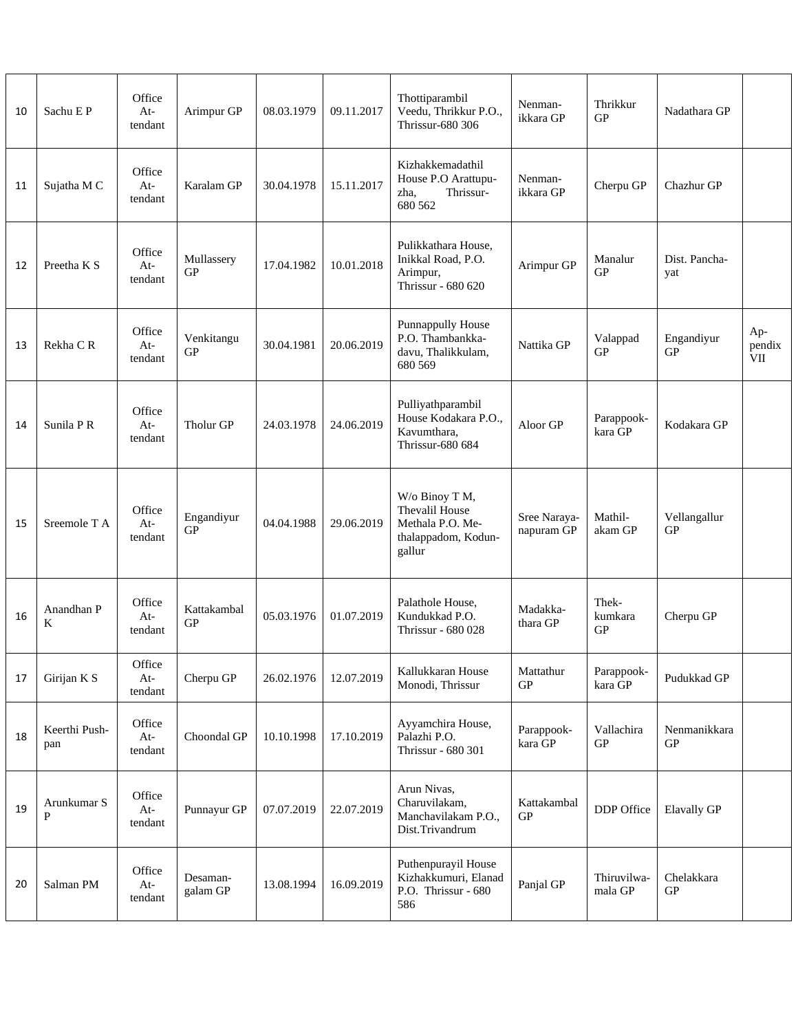| 10 | Sachu E P | Office Attendant | Arimpur GP | 08.03.1979 | 09.11.2017 | Thottiparambil Veedu, Thrikkur P.O., Thrissur-680 306 | Nenmanikkara GP | Thrikkur GP | Nadathara GP | |
|---|---|---|---|---|---|---|---|---|---|---|
| 11 | Sujatha M C | Office Attendant | Karalam GP | 30.04.1978 | 15.11.2017 | Kizhakkemadathil House P.O Arattupuzha, Thrissur-680 562 | Nenmanikkara GP | Cherpu GP | Chazhur GP | |
| 12 | Preetha K S | Office Attendant | Mullassery GP | 17.04.1982 | 10.01.2018 | Pulikkathara House, Inikkal Road, P.O. Arimpur, Thrissur - 680 620 | Arimpur GP | Manalur GP | Dist. Panchayat | |
| 13 | Rekha C R | Office Attendant | Venkitangu GP | 30.04.1981 | 20.06.2019 | Punnappully House P.O. Thambankkadavu, Thalikkulam, 680 569 | Nattika GP | Valappad GP | Engandiyur GP | Appendix VII |
| 14 | Sunila P R | Office Attendant | Tholur GP | 24.03.1978 | 24.06.2019 | Pulliyathparambil House Kodakara P.O., Kavumthara, Thrissur-680 684 | Aloor GP | Parappookkara GP | Kodakara GP | |
| 15 | Sreemole T A | Office Attendant | Engandiyur GP | 04.04.1988 | 29.06.2019 | W/o Binoy T M, Thevalil House Methala P.O. Methalappadom, Kodungallur | Sree Narayanapuram GP | Mathilakam GP | Vellangallur GP | |
| 16 | Anandhan P K | Office Attendant | Kattakambal GP | 05.03.1976 | 01.07.2019 | Palathole House, Kundukkad P.O. Thrissur - 680 028 | Madakkathara GP | Thekkumkara GP | Cherpu GP | |
| 17 | Girijan K S | Office Attendant | Cherpu GP | 26.02.1976 | 12.07.2019 | Kallukkaran House Monodi, Thrissur | Mattathur GP | Parappookkara GP | Pudukkad GP | |
| 18 | Keerthi Pushpan | Office Attendant | Choondal GP | 10.10.1998 | 17.10.2019 | Ayyamchira House, Palazhi P.O. Thrissur - 680 301 | Parappookkara GP | Vallachira GP | Nenmanikkara GP | |
| 19 | Arunkumar S P | Office Attendant | Punnayur GP | 07.07.2019 | 22.07.2019 | Arun Nivas, Charuvilakam, Manchavilakam P.O., Dist.Trivandrum | Kattakambal GP | DDP Office | Elavally GP | |
| 20 | Salman PM | Office Attendant | Desamangalam GP | 13.08.1994 | 16.09.2019 | Puthenpurayil House Kizhakkumuri, Elanad P.O. Thrissur - 680 586 | Panjal GP | Thiruvilwamala GP | Chelakkara GP | |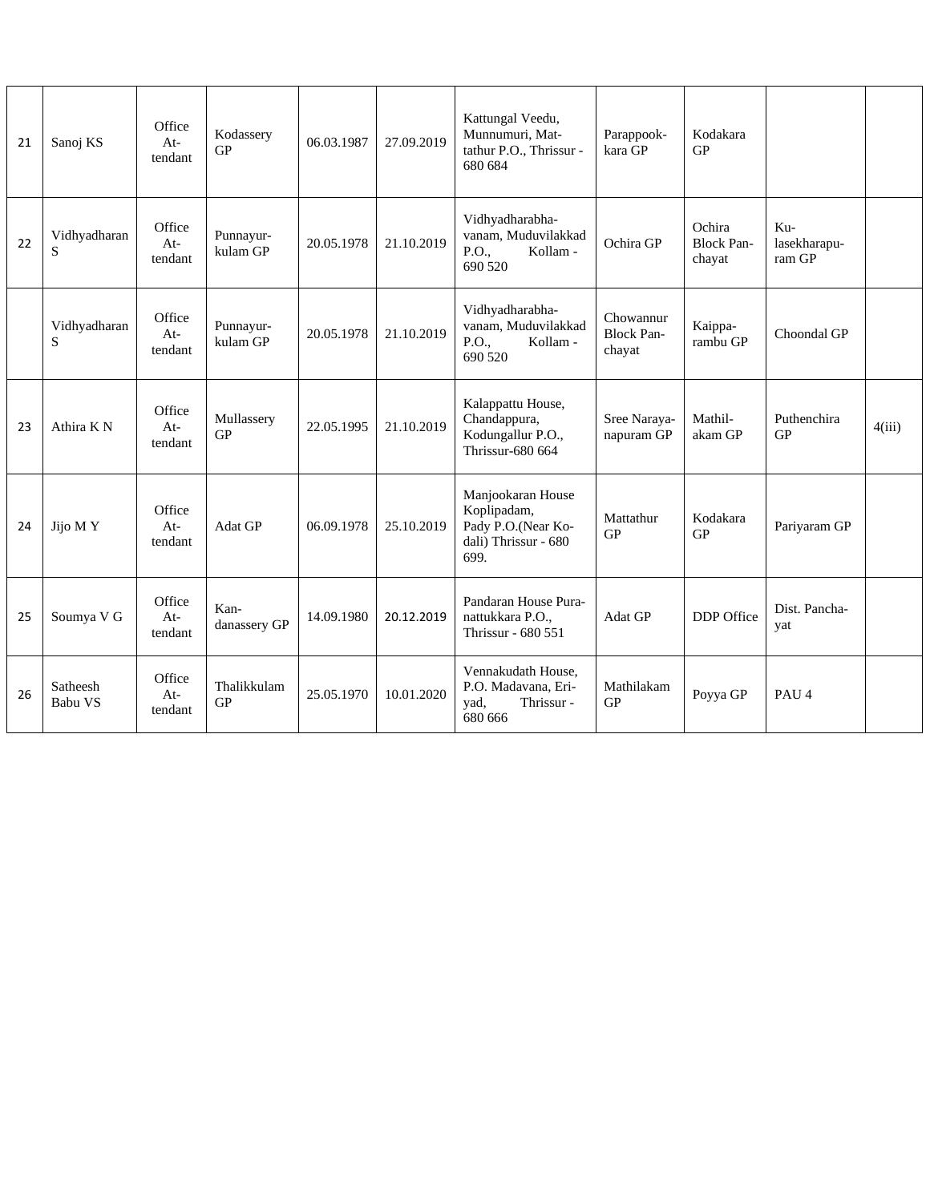| | | | | | | | | | | |
|---|---|---|---|---|---|---|---|---|---|---|
| 21 | Sanoj KS | Office Attendant | Kodassery GP | 06.03.1987 | 27.09.2019 | Kattungal Veedu, Munnumuri, Mattathur P.O., Thrissur - 680 684 | Parappookkara GP | Kodakara GP | | |
| 22 | Vidhyadharan S | Office Attendant | Punnayurkulam GP | 20.05.1978 | 21.10.2019 | Vidhyadharabhavanam, Muduvilakkad P.O., Kollam - 690 520 | Ochira GP | Ochira Block Panchayat | Kulasekharapuram GP | |
| | Vidhyadharan S | Office Attendant | Punnayurkulam GP | 20.05.1978 | 21.10.2019 | Vidhyadharabhavanam, Muduvilakkad P.O., Kollam - 690 520 | Chowannur Block Panchayat | Kaippa-rambu GP | Choondal GP | |
| 23 | Athira K N | Office Attendant | Mullassery GP | 22.05.1995 | 21.10.2019 | Kalappattu House, Chandappura, Kodungallur P.O., Thrissur-680 664 | Sree Narayanapuram GP | Mathilakam GP | Puthenchira GP | 4(iii) |
| 24 | Jijo M Y | Office Attendant | Adat GP | 06.09.1978 | 25.10.2019 | Manjookaran House Koplipadam, Pady P.O.(Near Kodali) Thrissur - 680 699. | Mattathur GP | Kodakara GP | Pariyaram GP | |
| 25 | Soumya V G | Office Attendant | Kandanassery GP | 14.09.1980 | 20.12.2019 | Pandaran House Purانattukkara P.O., Thrissur - 680 551 | Adat GP | DDP Office | Dist. Panchayat | |
| 26 | Satheesh Babu VS | Office Attendant | Thalikkulam GP | 25.05.1970 | 10.01.2020 | Vennakudath House, P.O. Madavana, Eriyad, Thrissur - 680 666 | Mathilakam GP | Poyya GP | PAU 4 | |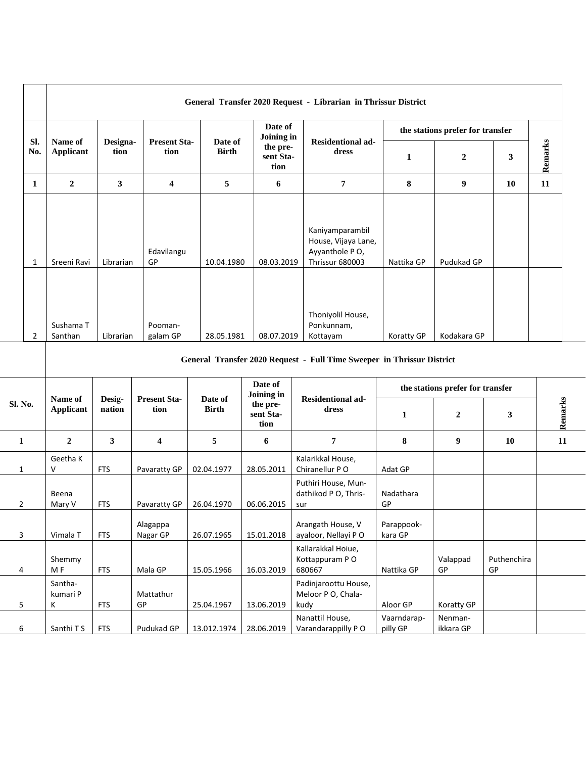## General Transfer 2020 Request - Librarian in Thrissur District

| Sl. No. | Name of Applicant | Designation | Present Station | Date of Birth | Date of Joining in the present Station | Residentional address | the stations prefer for transfer | | | Remarks |
|---|---|---|---|---|---|---|---|---|---|---|
| | | | | | | | 1 | 2 | 3 | |
| 1 | 2 | 3 | 4 | 5 | 6 | 7 | 8 | 9 | 10 | 11 |
| 1 | Sreeni Ravi | Librarian | Edavilangu GP | 10.04.1980 | 08.03.2019 | Kaniyamparambil House, Vijaya Lane, Ayyanthole P O, Thrissur 680003 | Nattika GP | Pudukad GP | | |
| 2 | Sushama T Santhan | Librarian | Pooman-galam GP | 28.05.1981 | 08.07.2019 | Thoniyolil House, Ponkunnam, Kottayam | Koratty GP | Kodakara GP | | |

## General Transfer 2020 Request - Full Time Sweeper in Thrissur District

| Sl. No. | Name of Applicant | Designation | Present Station | Date of Birth | Date of Joining in the present Station | Residentional address | the stations prefer for transfer | | | Remarks |
|---|---|---|---|---|---|---|---|---|---|---|
| | | | | | | | 1 | 2 | 3 | |
| 1 | 2 | 3 | 4 | 5 | 6 | 7 | 8 | 9 | 10 | 11 |
| 1 | Geetha K V | FTS | Pavaratty GP | 02.04.1977 | 28.05.2011 | Kalarikkal House, Chiranellur P O | Adat GP | | | |
| 2 | Beena Mary V | FTS | Pavaratty GP | 26.04.1970 | 06.06.2015 | Puthiri House, Mundathikod P O, Thrissur | Nadathara GP | | | |
| 3 | Vimala T | FTS | Alagappa Nagar GP | 26.07.1965 | 15.01.2018 | Arangath House, V ayaloor, Nellayi P O | Parappookkara GP | | | |
| 4 | Shemmy M F | FTS | Mala GP | 15.05.1966 | 16.03.2019 | Kallarakkal Hoiue, Kottappuram P O 680667 | Nattika GP | Valappad GP | Puthenchira GP | |
| 5 | Santhakumari P K | FTS | Mattathur GP | 25.04.1967 | 13.06.2019 | Padinjaroottu House, Meloor P O, Chalakudy | Aloor GP | Koratty GP | | |
| 6 | Santhi T S | FTS | Pudukad GP | 13.012.1974 | 28.06.2019 | Nanattil House, Varandarappilly P O | Vaarndarappilly GP | Nenmanikkara GP | | |